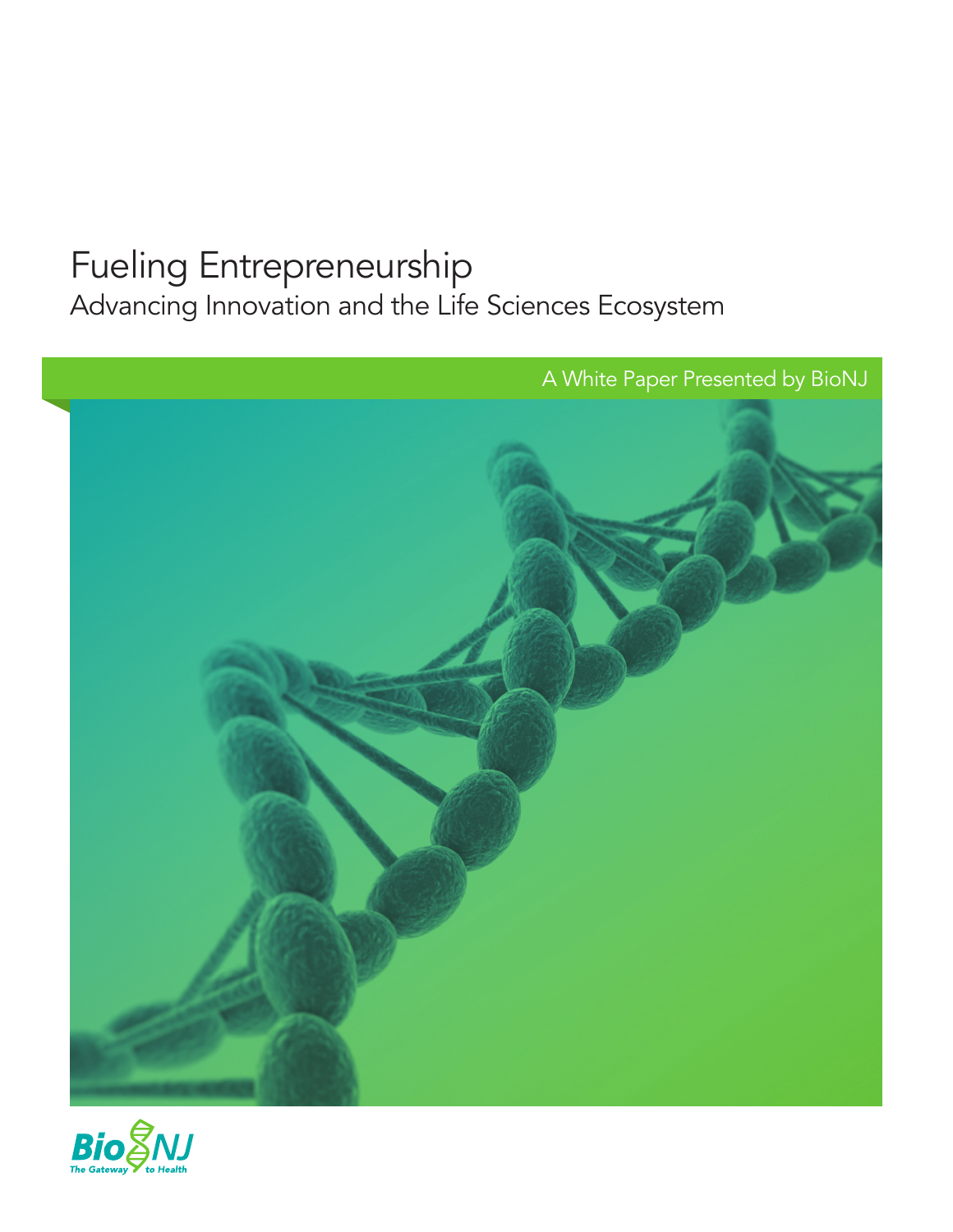# Fueling Entrepreneurship

## Advancing Innovation and the Life Sciences Ecosystem

A White Paper Presented by BioNJ

BioNJ
The Gateway to Health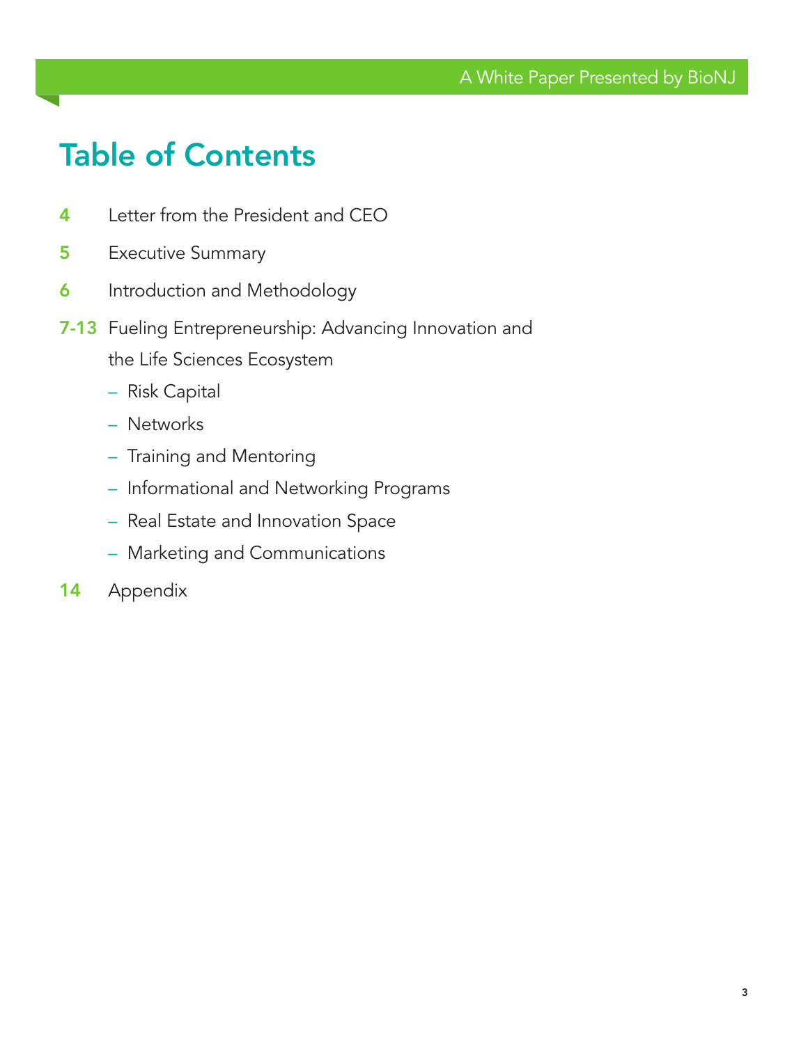# Table of Contents

4 Letter from the President and CEO

5 Executive Summary

6 Introduction and Methodology

7-13 Fueling Entrepreneurship: Advancing Innovation and the Life Sciences Ecosystem

- Risk Capital
- Networks
- Training and Mentoring
- Informational and Networking Programs
- Real Estate and Innovation Space
- Marketing and Communications

14 Appendix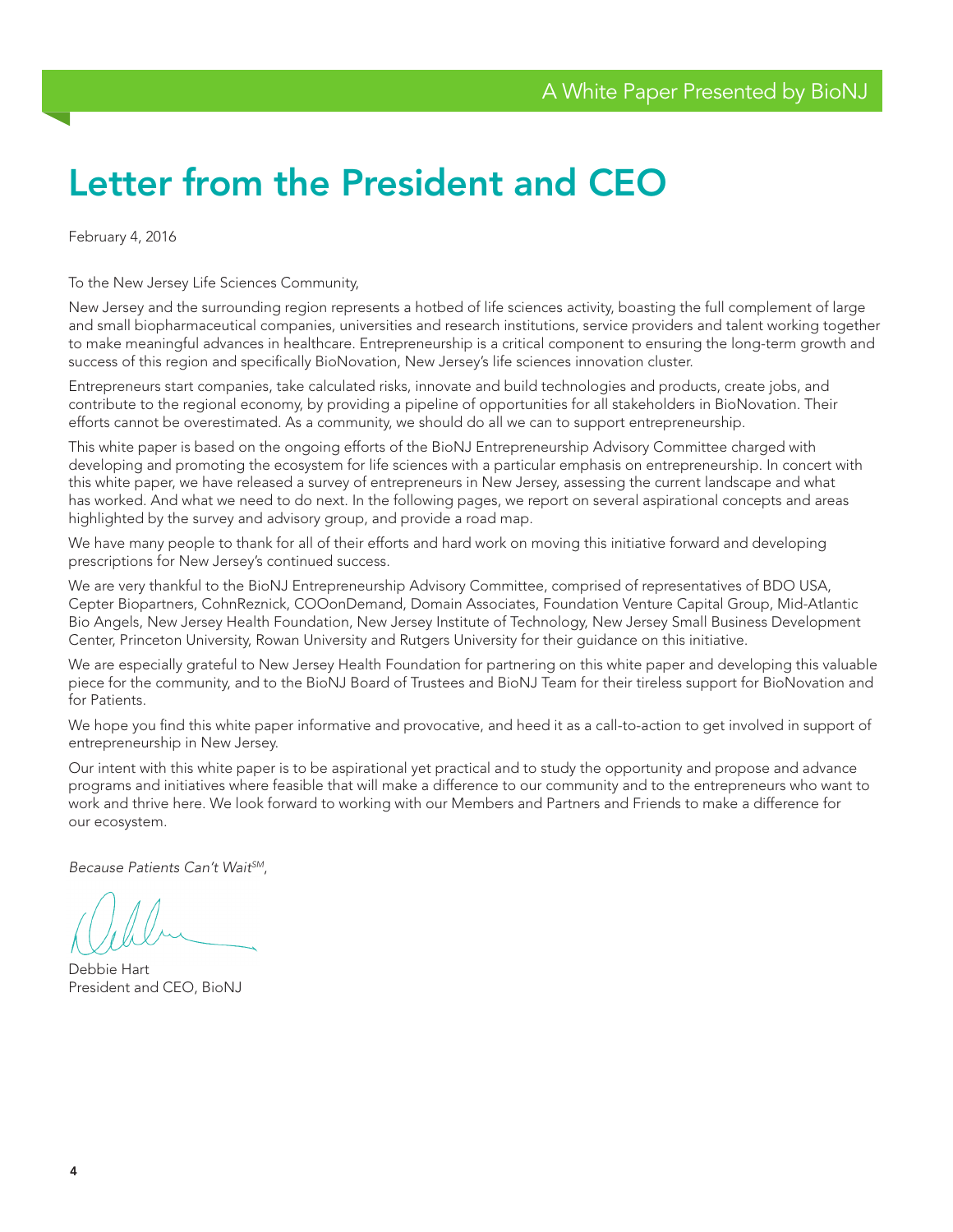# Letter from the President and CEO

February 4, 2016

To the New Jersey Life Sciences Community,

New Jersey and the surrounding region represents a hotbed of life sciences activity, boasting the full complement of large and small biopharmaceutical companies, universities and research institutions, service providers and talent working together to make meaningful advances in healthcare. Entrepreneurship is a critical component to ensuring the long-term growth and success of this region and specifically BioNovation, New Jersey's life sciences innovation cluster.

Entrepreneurs start companies, take calculated risks, innovate and build technologies and products, create jobs, and contribute to the regional economy, by providing a pipeline of opportunities for all stakeholders in BioNovation. Their efforts cannot be overestimated. As a community, we should do all we can to support entrepreneurship.

This white paper is based on the ongoing efforts of the BioNJ Entrepreneurship Advisory Committee charged with developing and promoting the ecosystem for life sciences with a particular emphasis on entrepreneurship. In concert with this white paper, we have released a survey of entrepreneurs in New Jersey, assessing the current landscape and what has worked. And what we need to do next. In the following pages, we report on several aspirational concepts and areas highlighted by the survey and advisory group, and provide a road map.

We have many people to thank for all of their efforts and hard work on moving this initiative forward and developing prescriptions for New Jersey's continued success.

We are very thankful to the BioNJ Entrepreneurship Advisory Committee, comprised of representatives of BDO USA, Cepter Biopartners, CohnReznick, COOonDemand, Domain Associates, Foundation Venture Capital Group, Mid-Atlantic Bio Angels, New Jersey Health Foundation, New Jersey Institute of Technology, New Jersey Small Business Development Center, Princeton University, Rowan University and Rutgers University for their guidance on this initiative.

We are especially grateful to New Jersey Health Foundation for partnering on this white paper and developing this valuable piece for the community, and to the BioNJ Board of Trustees and BioNJ Team for their tireless support for BioNovation and for Patients.

We hope you find this white paper informative and provocative, and heed it as a call-to-action to get involved in support of entrepreneurship in New Jersey.

Our intent with this white paper is to be aspirational yet practical and to study the opportunity and propose and advance programs and initiatives where feasible that will make a difference to our community and to the entrepreneurs who want to work and thrive here. We look forward to working with our Members and Partners and Friends to make a difference for our ecosystem.

*Because Patients Can't Wait*SM,

Debbie Hart
President and CEO, BioNJ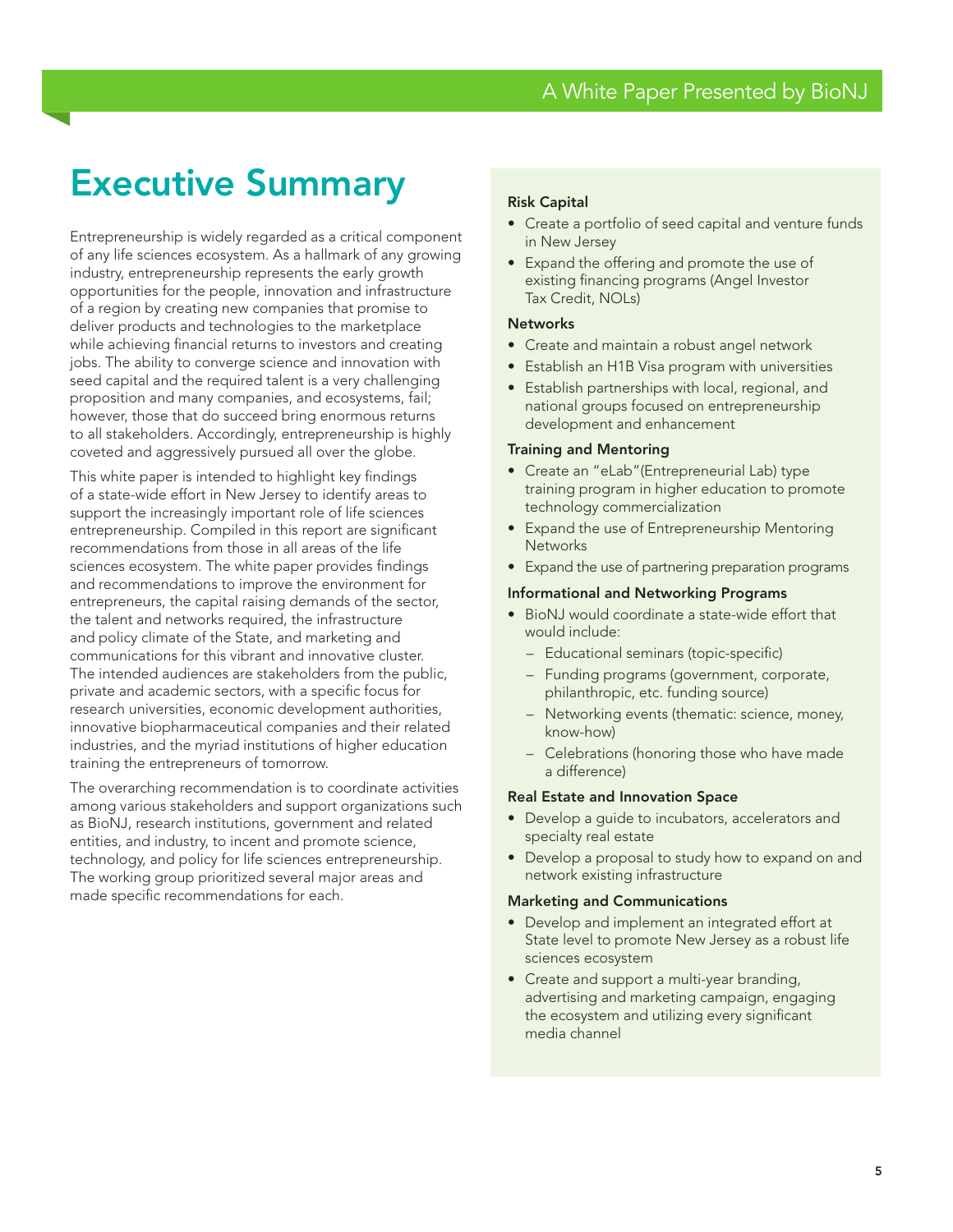# Executive Summary

Entrepreneurship is widely regarded as a critical component of any life sciences ecosystem. As a hallmark of any growing industry, entrepreneurship represents the early growth opportunities for the people, innovation and infrastructure of a region by creating new companies that promise to deliver products and technologies to the marketplace while achieving financial returns to investors and creating jobs. The ability to converge science and innovation with seed capital and the required talent is a very challenging proposition and many companies, and ecosystems, fail; however, those that do succeed bring enormous returns to all stakeholders. Accordingly, entrepreneurship is highly coveted and aggressively pursued all over the globe.

This white paper is intended to highlight key findings of a state-wide effort in New Jersey to identify areas to support the increasingly important role of life sciences entrepreneurship. Compiled in this report are significant recommendations from those in all areas of the life sciences ecosystem. The white paper provides findings and recommendations to improve the environment for entrepreneurs, the capital raising demands of the sector, the talent and networks required, the infrastructure and policy climate of the State, and marketing and communications for this vibrant and innovative cluster. The intended audiences are stakeholders from the public, private and academic sectors, with a specific focus for research universities, economic development authorities, innovative biopharmaceutical companies and their related industries, and the myriad institutions of higher education training the entrepreneurs of tomorrow.

The overarching recommendation is to coordinate activities among various stakeholders and support organizations such as BioNJ, research institutions, government and related entities, and industry, to incent and promote science, technology, and policy for life sciences entrepreneurship. The working group prioritized several major areas and made specific recommendations for each.

**Risk Capital**

- Create a portfolio of seed capital and venture funds in New Jersey
- Expand the offering and promote the use of existing financing programs (Angel Investor Tax Credit, NOLs)

**Networks**

- Create and maintain a robust angel network
- Establish an H1B Visa program with universities
- Establish partnerships with local, regional, and national groups focused on entrepreneurship development and enhancement

**Training and Mentoring**

- Create an "eLab"(Entrepreneurial Lab) type training program in higher education to promote technology commercialization
- Expand the use of Entrepreneurship Mentoring Networks
- Expand the use of partnering preparation programs

**Informational and Networking Programs**

- BioNJ would coordinate a state-wide effort that would include:
  - Educational seminars (topic-specific)
  - Funding programs (government, corporate, philanthropic, etc. funding source)
  - Networking events (thematic: science, money, know-how)
  - Celebrations (honoring those who have made a difference)

**Real Estate and Innovation Space**

- Develop a guide to incubators, accelerators and specialty real estate
- Develop a proposal to study how to expand on and network existing infrastructure

**Marketing and Communications**

- Develop and implement an integrated effort at State level to promote New Jersey as a robust life sciences ecosystem
- Create and support a multi-year branding, advertising and marketing campaign, engaging the ecosystem and utilizing every significant media channel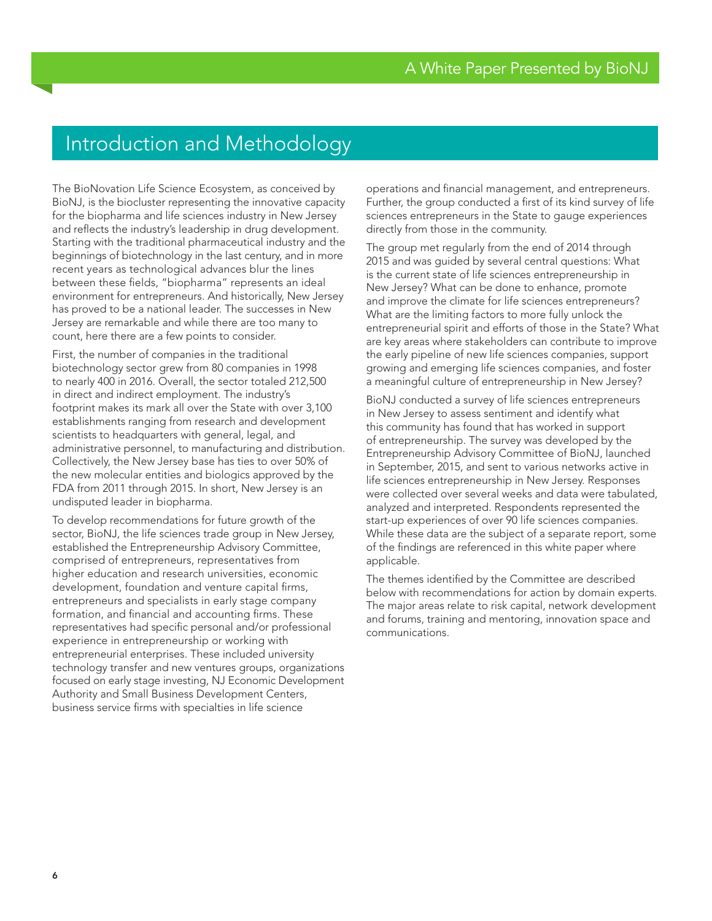# Introduction and Methodology

The BioNovation Life Science Ecosystem, as conceived by BioNJ, is the biocluster representing the innovative capacity for the biopharma and life sciences industry in New Jersey and reflects the industry's leadership in drug development. Starting with the traditional pharmaceutical industry and the beginnings of biotechnology in the last century, and in more recent years as technological advances blur the lines between these fields, "biopharma" represents an ideal environment for entrepreneurs. And historically, New Jersey has proved to be a national leader. The successes in New Jersey are remarkable and while there are too many to count, here there are a few points to consider.

First, the number of companies in the traditional biotechnology sector grew from 80 companies in 1998 to nearly 400 in 2016. Overall, the sector totaled 212,500 in direct and indirect employment. The industry's footprint makes its mark all over the State with over 3,100 establishments ranging from research and development scientists to headquarters with general, legal, and administrative personnel, to manufacturing and distribution. Collectively, the New Jersey base has ties to over 50% of the new molecular entities and biologics approved by the FDA from 2011 through 2015. In short, New Jersey is an undisputed leader in biopharma.

To develop recommendations for future growth of the sector, BioNJ, the life sciences trade group in New Jersey, established the Entrepreneurship Advisory Committee, comprised of entrepreneurs, representatives from higher education and research universities, economic development, foundation and venture capital firms, entrepreneurs and specialists in early stage company formation, and financial and accounting firms. These representatives had specific personal and/or professional experience in entrepreneurship or working with entrepreneurial enterprises. These included university technology transfer and new ventures groups, organizations focused on early stage investing, NJ Economic Development Authority and Small Business Development Centers, business service firms with specialties in life science operations and financial management, and entrepreneurs. Further, the group conducted a first of its kind survey of life sciences entrepreneurs in the State to gauge experiences directly from those in the community.

The group met regularly from the end of 2014 through 2015 and was guided by several central questions: What is the current state of life sciences entrepreneurship in New Jersey? What can be done to enhance, promote and improve the climate for life sciences entrepreneurs? What are the limiting factors to more fully unlock the entrepreneurial spirit and efforts of those in the State? What are key areas where stakeholders can contribute to improve the early pipeline of new life sciences companies, support growing and emerging life sciences companies, and foster a meaningful culture of entrepreneurship in New Jersey?

BioNJ conducted a survey of life sciences entrepreneurs in New Jersey to assess sentiment and identify what this community has found that has worked in support of entrepreneurship. The survey was developed by the Entrepreneurship Advisory Committee of BioNJ, launched in September, 2015, and sent to various networks active in life sciences entrepreneurship in New Jersey. Responses were collected over several weeks and data were tabulated, analyzed and interpreted. Respondents represented the start-up experiences of over 90 life sciences companies. While these data are the subject of a separate report, some of the findings are referenced in this white paper where applicable.

The themes identified by the Committee are described below with recommendations for action by domain experts. The major areas relate to risk capital, network development and forums, training and mentoring, innovation space and communications.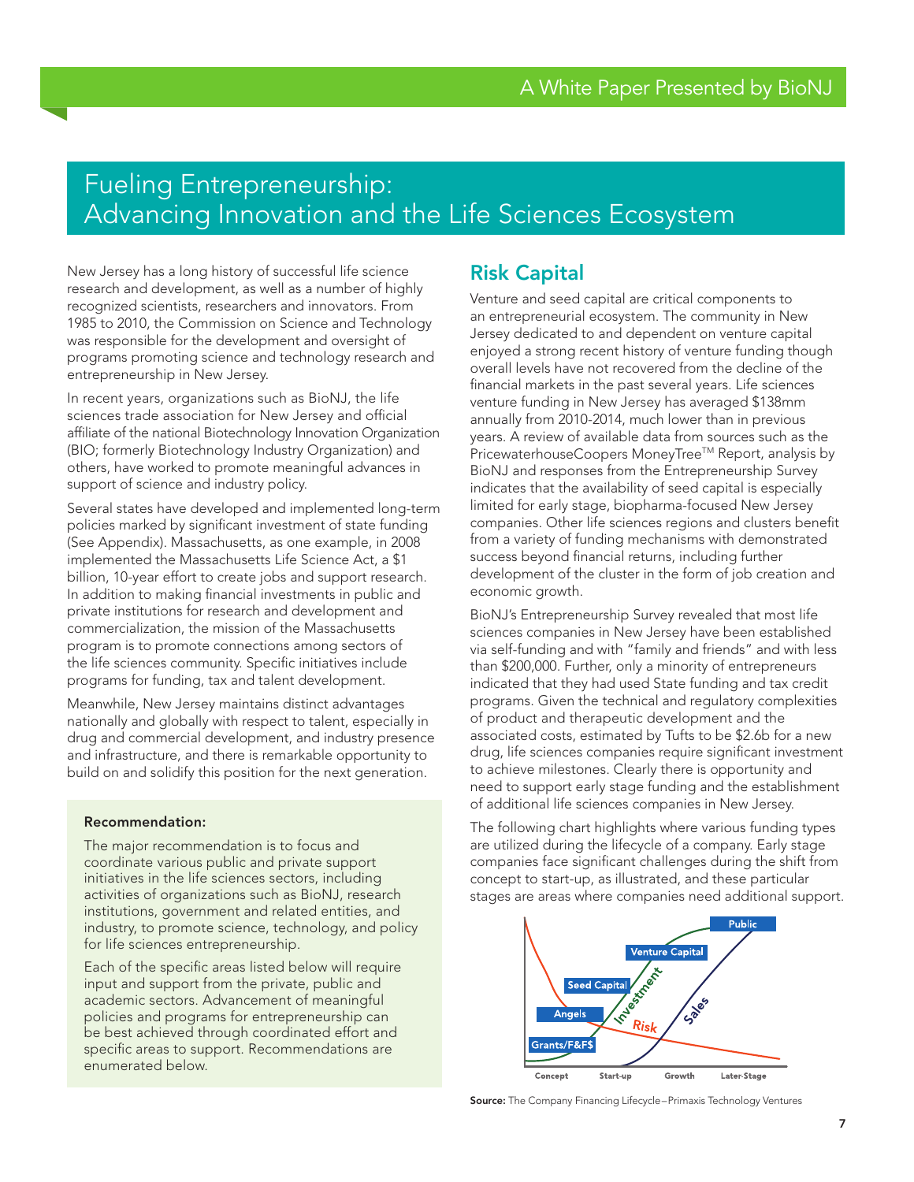# Fueling Entrepreneurship: Advancing Innovation and the Life Sciences Ecosystem

New Jersey has a long history of successful life science research and development, as well as a number of highly recognized scientists, researchers and innovators. From 1985 to 2010, the Commission on Science and Technology was responsible for the development and oversight of programs promoting science and technology research and entrepreneurship in New Jersey.

In recent years, organizations such as BioNJ, the life sciences trade association for New Jersey and official affiliate of the national Biotechnology Innovation Organization (BIO; formerly Biotechnology Industry Organization) and others, have worked to promote meaningful advances in support of science and industry policy.

Several states have developed and implemented long-term policies marked by significant investment of state funding (See Appendix). Massachusetts, as one example, in 2008 implemented the Massachusetts Life Science Act, a $1 billion, 10-year effort to create jobs and support research. In addition to making financial investments in public and private institutions for research and development and commercialization, the mission of the Massachusetts program is to promote connections among sectors of the life sciences community. Specific initiatives include programs for funding, tax and talent development.

Meanwhile, New Jersey maintains distinct advantages nationally and globally with respect to talent, especially in drug and commercial development, and industry presence and infrastructure, and there is remarkable opportunity to build on and solidify this position for the next generation.

**Recommendation:**

The major recommendation is to focus and coordinate various public and private support initiatives in the life sciences sectors, including activities of organizations such as BioNJ, research institutions, government and related entities, and industry, to promote science, technology, and policy for life sciences entrepreneurship.

Each of the specific areas listed below will require input and support from the private, public and academic sectors. Advancement of meaningful policies and programs for entrepreneurship can be best achieved through coordinated effort and specific areas to support. Recommendations are enumerated below.

## Risk Capital

Venture and seed capital are critical components to an entrepreneurial ecosystem. The community in New Jersey dedicated to and dependent on venture capital enjoyed a strong recent history of venture funding though overall levels have not recovered from the decline of the financial markets in the past several years. Life sciences venture funding in New Jersey has averaged $138mm annually from 2010-2014, much lower than in previous years. A review of available data from sources such as the PricewaterhouseCoopers MoneyTree™ Report, analysis by BioNJ and responses from the Entrepreneurship Survey indicates that the availability of seed capital is especially limited for early stage, biopharma-focused New Jersey companies. Other life sciences regions and clusters benefit from a variety of funding mechanisms with demonstrated success beyond financial returns, including further development of the cluster in the form of job creation and economic growth.

BioNJ's Entrepreneurship Survey revealed that most life sciences companies in New Jersey have been established via self-funding and with "family and friends" and with less than $200,000. Further, only a minority of entrepreneurs indicated that they had used State funding and tax credit programs. Given the technical and regulatory complexities of product and therapeutic development and the associated costs, estimated by Tufts to be $2.6b for a new drug, life sciences companies require significant investment to achieve milestones. Clearly there is opportunity and need to support early stage funding and the establishment of additional life sciences companies in New Jersey.

The following chart highlights where various funding types are utilized during the lifecycle of a company. Early stage companies face significant challenges during the shift from concept to start-up, as illustrated, and these particular stages are areas where companies need additional support.

**Source:** The Company Financing Lifecycle–Primaxis Technology Ventures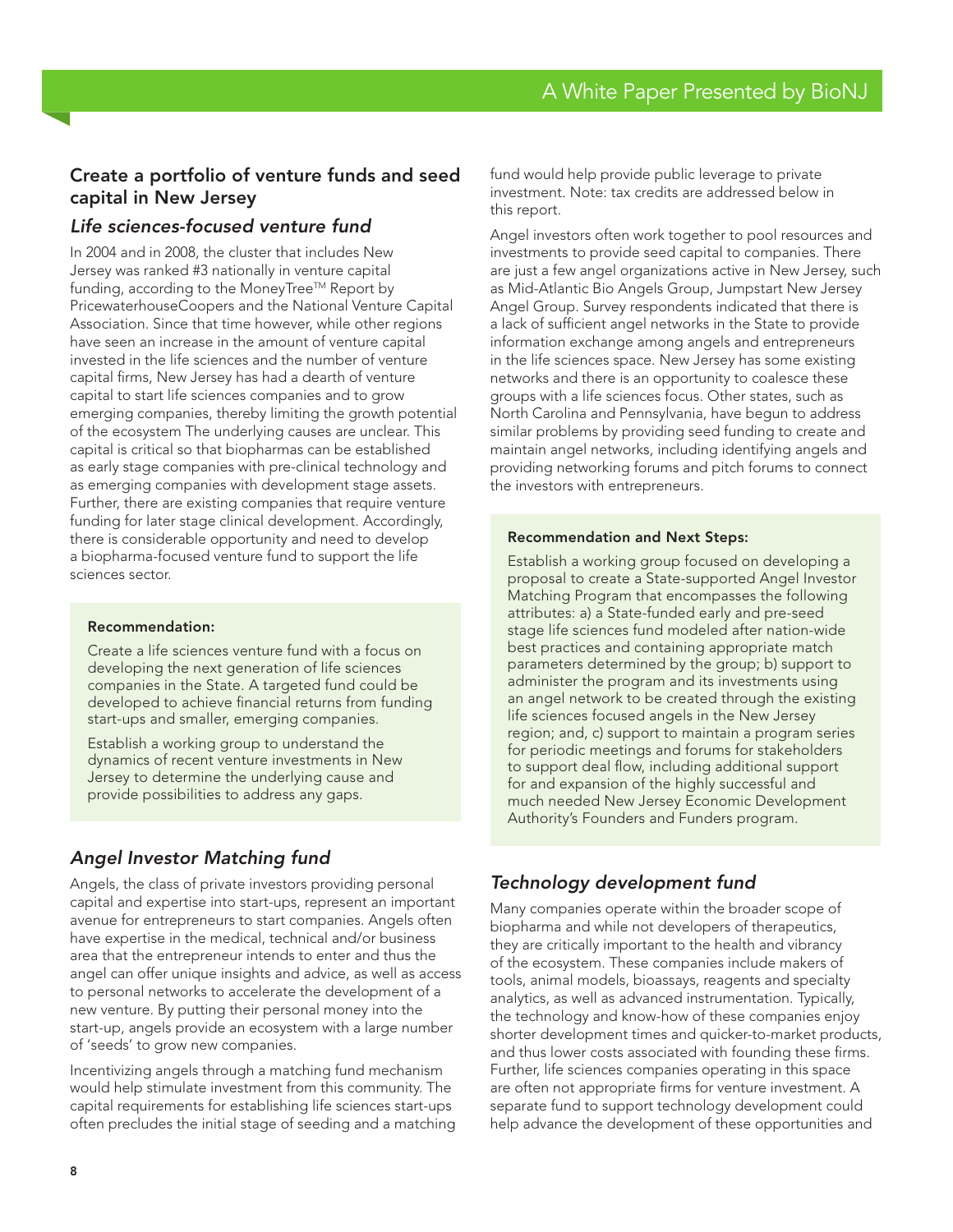## Create a portfolio of venture funds and seed capital in New Jersey

### *Life sciences-focused venture fund*

In 2004 and in 2008, the cluster that includes New Jersey was ranked #3 nationally in venture capital funding, according to the MoneyTree™ Report by PricewaterhouseCoopers and the National Venture Capital Association. Since that time however, while other regions have seen an increase in the amount of venture capital invested in the life sciences and the number of venture capital firms, New Jersey has had a dearth of venture capital to start life sciences companies and to grow emerging companies, thereby limiting the growth potential of the ecosystem The underlying causes are unclear. This capital is critical so that biopharmas can be established as early stage companies with pre-clinical technology and as emerging companies with development stage assets. Further, there are existing companies that require venture funding for later stage clinical development. Accordingly, there is considerable opportunity and need to develop a biopharma-focused venture fund to support the life sciences sector.

**Recommendation:**

Create a life sciences venture fund with a focus on developing the next generation of life sciences companies in the State. A targeted fund could be developed to achieve financial returns from funding start-ups and smaller, emerging companies.

Establish a working group to understand the dynamics of recent venture investments in New Jersey to determine the underlying cause and provide possibilities to address any gaps.

### *Angel Investor Matching fund*

Angels, the class of private investors providing personal capital and expertise into start-ups, represent an important avenue for entrepreneurs to start companies. Angels often have expertise in the medical, technical and/or business area that the entrepreneur intends to enter and thus the angel can offer unique insights and advice, as well as access to personal networks to accelerate the development of a new venture. By putting their personal money into the start-up, angels provide an ecosystem with a large number of 'seeds' to grow new companies.

Incentivizing angels through a matching fund mechanism would help stimulate investment from this community. The capital requirements for establishing life sciences start-ups often precludes the initial stage of seeding and a matching fund would help provide public leverage to private investment. Note: tax credits are addressed below in this report.

Angel investors often work together to pool resources and investments to provide seed capital to companies. There are just a few angel organizations active in New Jersey, such as Mid-Atlantic Bio Angels Group, Jumpstart New Jersey Angel Group. Survey respondents indicated that there is a lack of sufficient angel networks in the State to provide information exchange among angels and entrepreneurs in the life sciences space. New Jersey has some existing networks and there is an opportunity to coalesce these groups with a life sciences focus. Other states, such as North Carolina and Pennsylvania, have begun to address similar problems by providing seed funding to create and maintain angel networks, including identifying angels and providing networking forums and pitch forums to connect the investors with entrepreneurs.

**Recommendation and Next Steps:**

Establish a working group focused on developing a proposal to create a State-supported Angel Investor Matching Program that encompasses the following attributes: a) a State-funded early and pre-seed stage life sciences fund modeled after nation-wide best practices and containing appropriate match parameters determined by the group; b) support to administer the program and its investments using an angel network to be created through the existing life sciences focused angels in the New Jersey region; and, c) support to maintain a program series for periodic meetings and forums for stakeholders to support deal flow, including additional support for and expansion of the highly successful and much needed New Jersey Economic Development Authority's Founders and Funders program.

### *Technology development fund*

Many companies operate within the broader scope of biopharma and while not developers of therapeutics, they are critically important to the health and vibrancy of the ecosystem. These companies include makers of tools, animal models, bioassays, reagents and specialty analytics, as well as advanced instrumentation. Typically, the technology and know-how of these companies enjoy shorter development times and quicker-to-market products, and thus lower costs associated with founding these firms. Further, life sciences companies operating in this space are often not appropriate firms for venture investment. A separate fund to support technology development could help advance the development of these opportunities and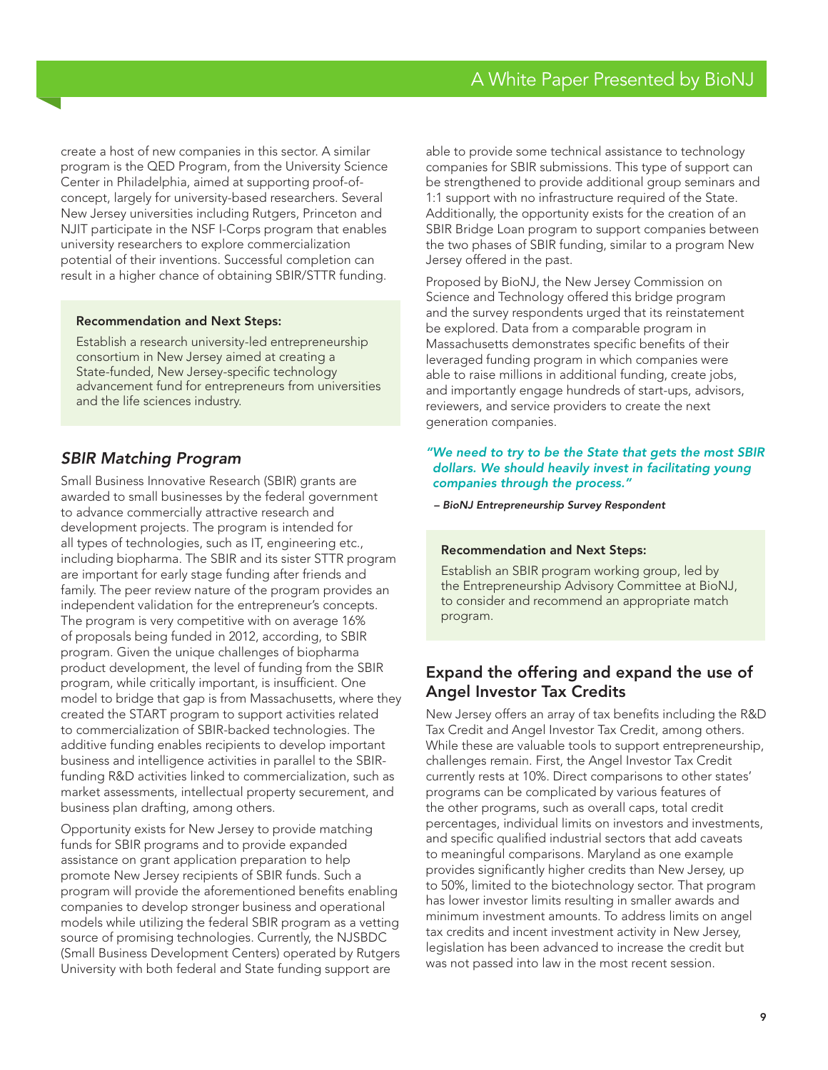create a host of new companies in this sector. A similar program is the QED Program, from the University Science Center in Philadelphia, aimed at supporting proof-of-concept, largely for university-based researchers. Several New Jersey universities including Rutgers, Princeton and NJIT participate in the NSF I-Corps program that enables university researchers to explore commercialization potential of their inventions. Successful completion can result in a higher chance of obtaining SBIR/STTR funding.

> **Recommendation and Next Steps:**
>
> Establish a research university-led entrepreneurship consortium in New Jersey aimed at creating a State-funded, New Jersey-specific technology advancement fund for entrepreneurs from universities and the life sciences industry.

## *SBIR Matching Program*

Small Business Innovative Research (SBIR) grants are awarded to small businesses by the federal government to advance commercially attractive research and development projects. The program is intended for all types of technologies, such as IT, engineering etc., including biopharma. The SBIR and its sister STTR program are important for early stage funding after friends and family. The peer review nature of the program provides an independent validation for the entrepreneur's concepts. The program is very competitive with on average 16% of proposals being funded in 2012, according, to SBIR program. Given the unique challenges of biopharma product development, the level of funding from the SBIR program, while critically important, is insufficient. One model to bridge that gap is from Massachusetts, where they created the START program to support activities related to commercialization of SBIR-backed technologies. The additive funding enables recipients to develop important business and intelligence activities in parallel to the SBIR-funding R&D activities linked to commercialization, such as market assessments, intellectual property securement, and business plan drafting, among others.

Opportunity exists for New Jersey to provide matching funds for SBIR programs and to provide expanded assistance on grant application preparation to help promote New Jersey recipients of SBIR funds. Such a program will provide the aforementioned benefits enabling companies to develop stronger business and operational models while utilizing the federal SBIR program as a vetting source of promising technologies. Currently, the NJSBDC (Small Business Development Centers) operated by Rutgers University with both federal and State funding support are able to provide some technical assistance to technology companies for SBIR submissions. This type of support can be strengthened to provide additional group seminars and 1:1 support with no infrastructure required of the State. Additionally, the opportunity exists for the creation of an SBIR Bridge Loan program to support companies between the two phases of SBIR funding, similar to a program New Jersey offered in the past.

Proposed by BioNJ, the New Jersey Commission on Science and Technology offered this bridge program and the survey respondents urged that its reinstatement be explored. Data from a comparable program in Massachusetts demonstrates specific benefits of their leveraged funding program in which companies were able to raise millions in additional funding, create jobs, and importantly engage hundreds of start-ups, advisors, reviewers, and service providers to create the next generation companies.

> ***"We need to try to be the State that gets the most SBIR dollars. We should heavily invest in facilitating young companies through the process."***
>
> *– BioNJ Entrepreneurship Survey Respondent*

> **Recommendation and Next Steps:**
>
> Establish an SBIR program working group, led by the Entrepreneurship Advisory Committee at BioNJ, to consider and recommend an appropriate match program.

## Expand the offering and expand the use of Angel Investor Tax Credits

New Jersey offers an array of tax benefits including the R&D Tax Credit and Angel Investor Tax Credit, among others. While these are valuable tools to support entrepreneurship, challenges remain. First, the Angel Investor Tax Credit currently rests at 10%. Direct comparisons to other states' programs can be complicated by various features of the other programs, such as overall caps, total credit percentages, individual limits on investors and investments, and specific qualified industrial sectors that add caveats to meaningful comparisons. Maryland as one example provides significantly higher credits than New Jersey, up to 50%, limited to the biotechnology sector. That program has lower investor limits resulting in smaller awards and minimum investment amounts. To address limits on angel tax credits and incent investment activity in New Jersey, legislation has been advanced to increase the credit but was not passed into law in the most recent session.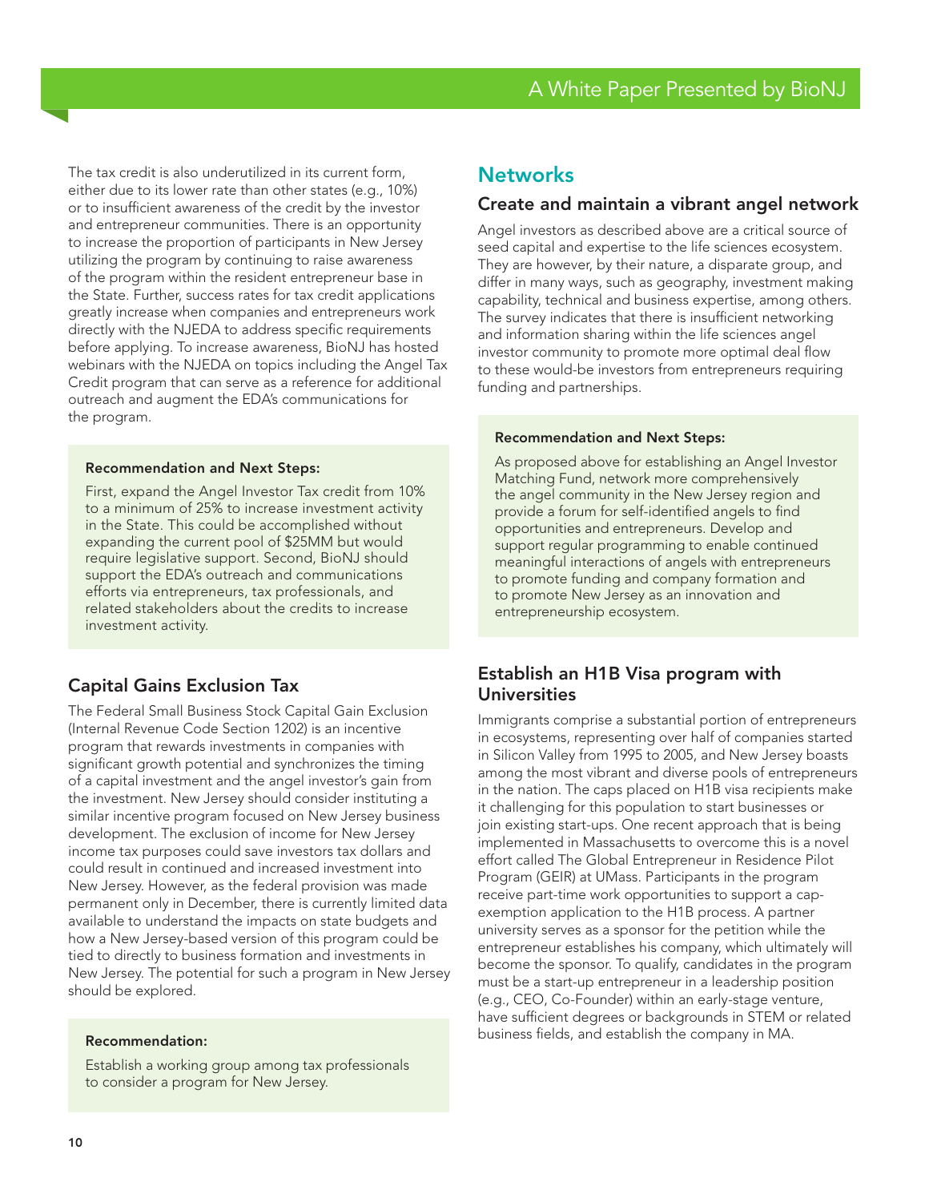The tax credit is also underutilized in its current form, either due to its lower rate than other states (e.g., 10%) or to insufficient awareness of the credit by the investor and entrepreneur communities. There is an opportunity to increase the proportion of participants in New Jersey utilizing the program by continuing to raise awareness of the program within the resident entrepreneur base in the State. Further, success rates for tax credit applications greatly increase when companies and entrepreneurs work directly with the NJEDA to address specific requirements before applying. To increase awareness, BioNJ has hosted webinars with the NJEDA on topics including the Angel Tax Credit program that can serve as a reference for additional outreach and augment the EDA's communications for the program.

**Recommendation and Next Steps:**

First, expand the Angel Investor Tax credit from 10% to a minimum of 25% to increase investment activity in the State. This could be accomplished without expanding the current pool of $25MM but would require legislative support. Second, BioNJ should support the EDA's outreach and communications efforts via entrepreneurs, tax professionals, and related stakeholders about the credits to increase investment activity.

### Capital Gains Exclusion Tax

The Federal Small Business Stock Capital Gain Exclusion (Internal Revenue Code Section 1202) is an incentive program that rewards investments in companies with significant growth potential and synchronizes the timing of a capital investment and the angel investor's gain from the investment. New Jersey should consider instituting a similar incentive program focused on New Jersey business development. The exclusion of income for New Jersey income tax purposes could save investors tax dollars and could result in continued and increased investment into New Jersey. However, as the federal provision was made permanent only in December, there is currently limited data available to understand the impacts on state budgets and how a New Jersey-based version of this program could be tied to directly to business formation and investments in New Jersey. The potential for such a program in New Jersey should be explored.

**Recommendation:**

Establish a working group among tax professionals to consider a program for New Jersey.

## Networks

### Create and maintain a vibrant angel network

Angel investors as described above are a critical source of seed capital and expertise to the life sciences ecosystem. They are however, by their nature, a disparate group, and differ in many ways, such as geography, investment making capability, technical and business expertise, among others. The survey indicates that there is insufficient networking and information sharing within the life sciences angel investor community to promote more optimal deal flow to these would-be investors from entrepreneurs requiring funding and partnerships.

**Recommendation and Next Steps:**

As proposed above for establishing an Angel Investor Matching Fund, network more comprehensively the angel community in the New Jersey region and provide a forum for self-identified angels to find opportunities and entrepreneurs. Develop and support regular programming to enable continued meaningful interactions of angels with entrepreneurs to promote funding and company formation and to promote New Jersey as an innovation and entrepreneurship ecosystem.

### Establish an H1B Visa program with Universities

Immigrants comprise a substantial portion of entrepreneurs in ecosystems, representing over half of companies started in Silicon Valley from 1995 to 2005, and New Jersey boasts among the most vibrant and diverse pools of entrepreneurs in the nation. The caps placed on H1B visa recipients make it challenging for this population to start businesses or join existing start-ups. One recent approach that is being implemented in Massachusetts to overcome this is a novel effort called The Global Entrepreneur in Residence Pilot Program (GEIR) at UMass. Participants in the program receive part-time work opportunities to support a cap-exemption application to the H1B process. A partner university serves as a sponsor for the petition while the entrepreneur establishes his company, which ultimately will become the sponsor. To qualify, candidates in the program must be a start-up entrepreneur in a leadership position (e.g., CEO, Co-Founder) within an early-stage venture, have sufficient degrees or backgrounds in STEM or related business fields, and establish the company in MA.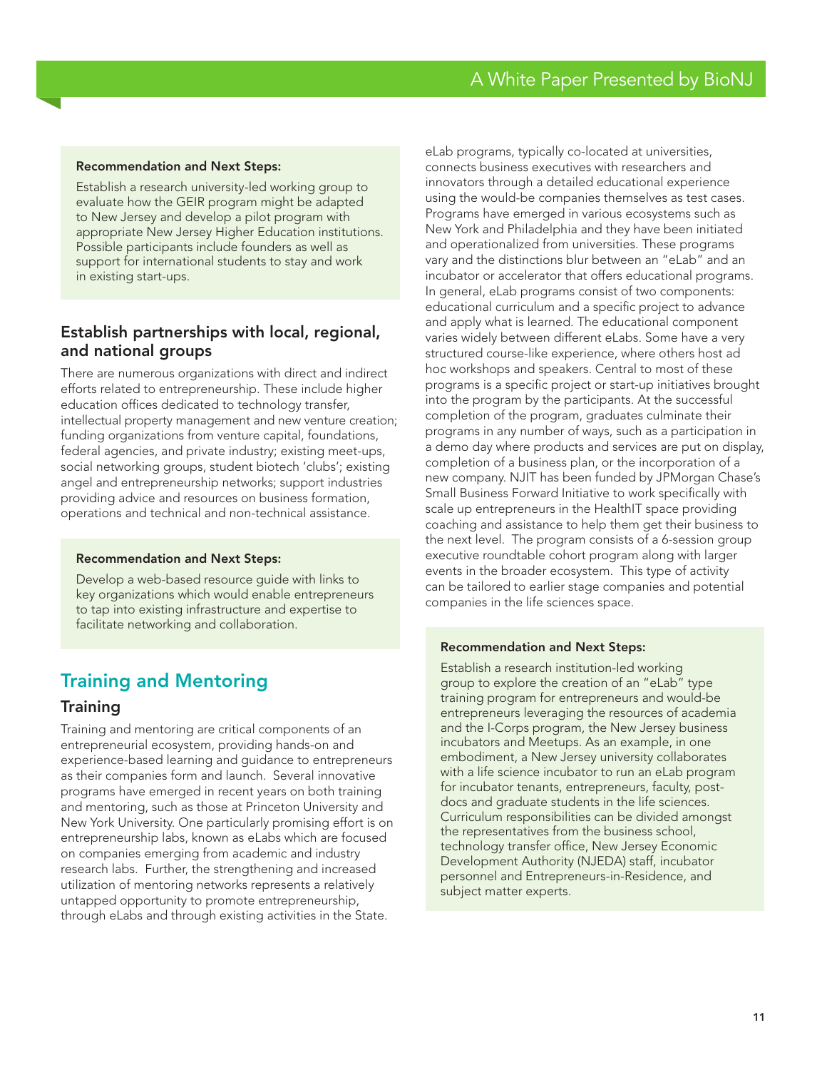**Recommendation and Next Steps:**

Establish a research university-led working group to evaluate how the GEIR program might be adapted to New Jersey and develop a pilot program with appropriate New Jersey Higher Education institutions. Possible participants include founders as well as support for international students to stay and work in existing start-ups.

### Establish partnerships with local, regional, and national groups

There are numerous organizations with direct and indirect efforts related to entrepreneurship. These include higher education offices dedicated to technology transfer, intellectual property management and new venture creation; funding organizations from venture capital, foundations, federal agencies, and private industry; existing meet-ups, social networking groups, student biotech 'clubs'; existing angel and entrepreneurship networks; support industries providing advice and resources on business formation, operations and technical and non-technical assistance.

**Recommendation and Next Steps:**

Develop a web-based resource guide with links to key organizations which would enable entrepreneurs to tap into existing infrastructure and expertise to facilitate networking and collaboration.

## Training and Mentoring

### Training

Training and mentoring are critical components of an entrepreneurial ecosystem, providing hands-on and experience-based learning and guidance to entrepreneurs as their companies form and launch. Several innovative programs have emerged in recent years on both training and mentoring, such as those at Princeton University and New York University. One particularly promising effort is on entrepreneurship labs, known as eLabs which are focused on companies emerging from academic and industry research labs. Further, the strengthening and increased utilization of mentoring networks represents a relatively untapped opportunity to promote entrepreneurship, through eLabs and through existing activities in the State.

eLab programs, typically co-located at universities, connects business executives with researchers and innovators through a detailed educational experience using the would-be companies themselves as test cases. Programs have emerged in various ecosystems such as New York and Philadelphia and they have been initiated and operationalized from universities. These programs vary and the distinctions blur between an "eLab" and an incubator or accelerator that offers educational programs. In general, eLab programs consist of two components: educational curriculum and a specific project to advance and apply what is learned. The educational component varies widely between different eLabs. Some have a very structured course-like experience, where others host ad hoc workshops and speakers. Central to most of these programs is a specific project or start-up initiatives brought into the program by the participants. At the successful completion of the program, graduates culminate their programs in any number of ways, such as a participation in a demo day where products and services are put on display, completion of a business plan, or the incorporation of a new company. NJIT has been funded by JPMorgan Chase's Small Business Forward Initiative to work specifically with scale up entrepreneurs in the HealthIT space providing coaching and assistance to help them get their business to the next level. The program consists of a 6-session group executive roundtable cohort program along with larger events in the broader ecosystem. This type of activity can be tailored to earlier stage companies and potential companies in the life sciences space.

**Recommendation and Next Steps:**

Establish a research institution-led working group to explore the creation of an "eLab" type training program for entrepreneurs and would-be entrepreneurs leveraging the resources of academia and the I-Corps program, the New Jersey business incubators and Meetups. As an example, in one embodiment, a New Jersey university collaborates with a life science incubator to run an eLab program for incubator tenants, entrepreneurs, faculty, post-docs and graduate students in the life sciences. Curriculum responsibilities can be divided amongst the representatives from the business school, technology transfer office, New Jersey Economic Development Authority (NJEDA) staff, incubator personnel and Entrepreneurs-in-Residence, and subject matter experts.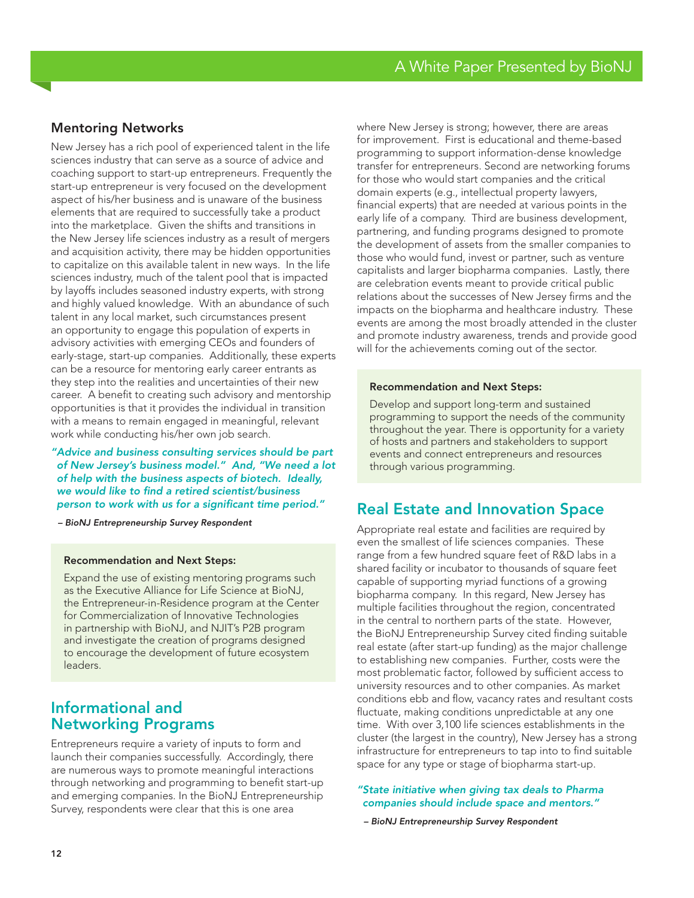## Mentoring Networks

New Jersey has a rich pool of experienced talent in the life sciences industry that can serve as a source of advice and coaching support to start-up entrepreneurs. Frequently the start-up entrepreneur is very focused on the development aspect of his/her business and is unaware of the business elements that are required to successfully take a product into the marketplace. Given the shifts and transitions in the New Jersey life sciences industry as a result of mergers and acquisition activity, there may be hidden opportunities to capitalize on this available talent in new ways. In the life sciences industry, much of the talent pool that is impacted by layoffs includes seasoned industry experts, with strong and highly valued knowledge. With an abundance of such talent in any local market, such circumstances present an opportunity to engage this population of experts in advisory activities with emerging CEOs and founders of early-stage, start-up companies. Additionally, these experts can be a resource for mentoring early career entrants as they step into the realities and uncertainties of their new career. A benefit to creating such advisory and mentorship opportunities is that it provides the individual in transition with a means to remain engaged in meaningful, relevant work while conducting his/her own job search.

***"Advice and business consulting services should be part of New Jersey's business model." And, "We need a lot of help with the business aspects of biotech. Ideally, we would like to find a retired scientist/business person to work with us for a significant time period."***

***– BioNJ Entrepreneurship Survey Respondent***

**Recommendation and Next Steps:**

Expand the use of existing mentoring programs such as the Executive Alliance for Life Science at BioNJ, the Entrepreneur-in-Residence program at the Center for Commercialization of Innovative Technologies in partnership with BioNJ, and NJIT's P2B program and investigate the creation of programs designed to encourage the development of future ecosystem leaders.

## Informational and Networking Programs

Entrepreneurs require a variety of inputs to form and launch their companies successfully. Accordingly, there are numerous ways to promote meaningful interactions through networking and programming to benefit start-up and emerging companies. In the BioNJ Entrepreneurship Survey, respondents were clear that this is one area where New Jersey is strong; however, there are areas for improvement. First is educational and theme-based programming to support information-dense knowledge transfer for entrepreneurs. Second are networking forums for those who would start companies and the critical domain experts (e.g., intellectual property lawyers, financial experts) that are needed at various points in the early life of a company. Third are business development, partnering, and funding programs designed to promote the development of assets from the smaller companies to those who would fund, invest or partner, such as venture capitalists and larger biopharma companies. Lastly, there are celebration events meant to provide critical public relations about the successes of New Jersey firms and the impacts on the biopharma and healthcare industry. These events are among the most broadly attended in the cluster and promote industry awareness, trends and provide good will for the achievements coming out of the sector.

**Recommendation and Next Steps:**

Develop and support long-term and sustained programming to support the needs of the community throughout the year. There is opportunity for a variety of hosts and partners and stakeholders to support events and connect entrepreneurs and resources through various programming.

## Real Estate and Innovation Space

Appropriate real estate and facilities are required by even the smallest of life sciences companies. These range from a few hundred square feet of R&D labs in a shared facility or incubator to thousands of square feet capable of supporting myriad functions of a growing biopharma company. In this regard, New Jersey has multiple facilities throughout the region, concentrated in the central to northern parts of the state. However, the BioNJ Entrepreneurship Survey cited finding suitable real estate (after start-up funding) as the major challenge to establishing new companies. Further, costs were the most problematic factor, followed by sufficient access to university resources and to other companies. As market conditions ebb and flow, vacancy rates and resultant costs fluctuate, making conditions unpredictable at any one time. With over 3,100 life sciences establishments in the cluster (the largest in the country), New Jersey has a strong infrastructure for entrepreneurs to tap into to find suitable space for any type or stage of biopharma start-up.

***"State initiative when giving tax deals to Pharma companies should include space and mentors."***

***– BioNJ Entrepreneurship Survey Respondent***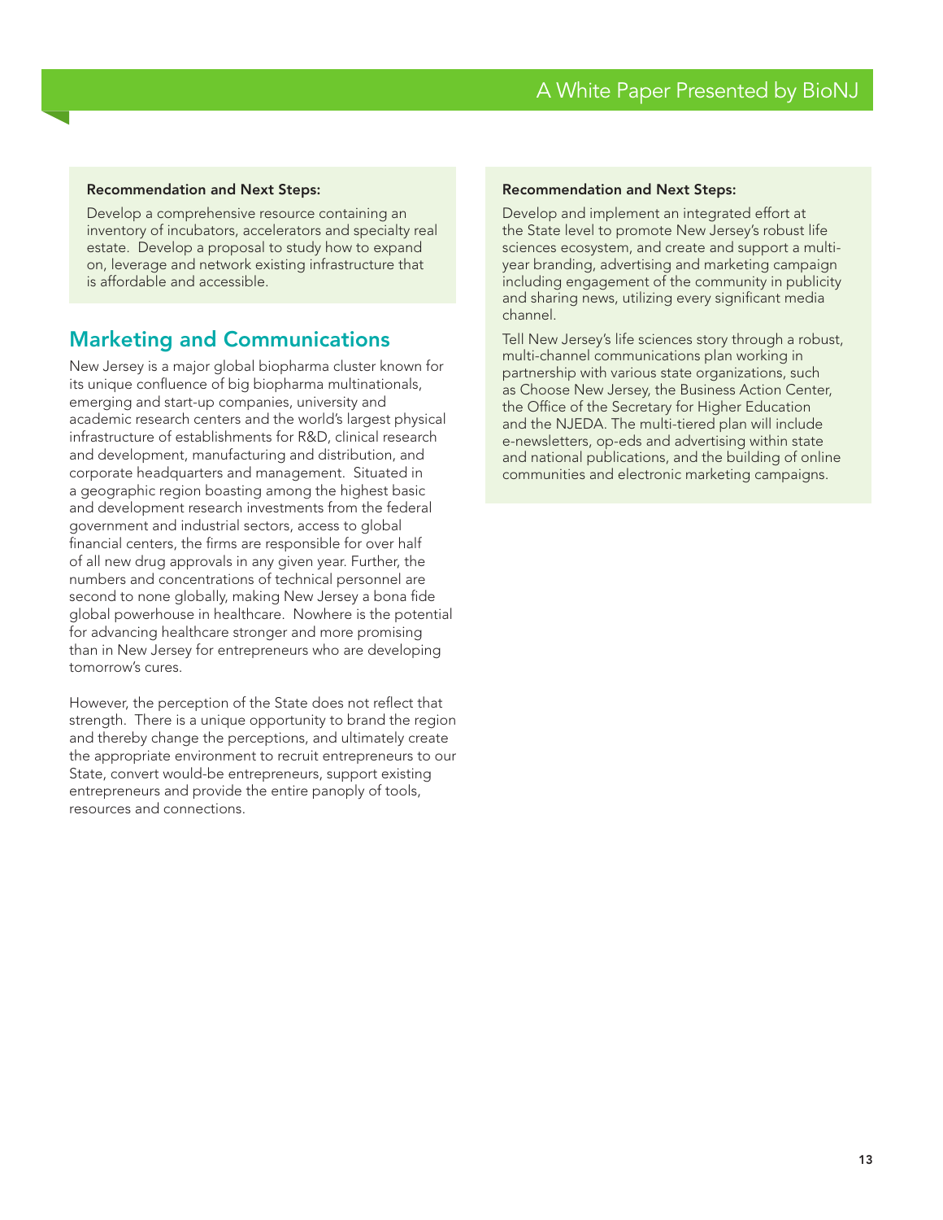**Recommendation and Next Steps:**

Develop a comprehensive resource containing an inventory of incubators, accelerators and specialty real estate. Develop a proposal to study how to expand on, leverage and network existing infrastructure that is affordable and accessible.

## Marketing and Communications

New Jersey is a major global biopharma cluster known for its unique confluence of big biopharma multinationals, emerging and start-up companies, university and academic research centers and the world's largest physical infrastructure of establishments for R&D, clinical research and development, manufacturing and distribution, and corporate headquarters and management. Situated in a geographic region boasting among the highest basic and development research investments from the federal government and industrial sectors, access to global financial centers, the firms are responsible for over half of all new drug approvals in any given year. Further, the numbers and concentrations of technical personnel are second to none globally, making New Jersey a bona fide global powerhouse in healthcare. Nowhere is the potential for advancing healthcare stronger and more promising than in New Jersey for entrepreneurs who are developing tomorrow's cures.

However, the perception of the State does not reflect that strength. There is a unique opportunity to brand the region and thereby change the perceptions, and ultimately create the appropriate environment to recruit entrepreneurs to our State, convert would-be entrepreneurs, support existing entrepreneurs and provide the entire panoply of tools, resources and connections.

**Recommendation and Next Steps:**

Develop and implement an integrated effort at the State level to promote New Jersey's robust life sciences ecosystem, and create and support a multi-year branding, advertising and marketing campaign including engagement of the community in publicity and sharing news, utilizing every significant media channel.

Tell New Jersey's life sciences story through a robust, multi-channel communications plan working in partnership with various state organizations, such as Choose New Jersey, the Business Action Center, the Office of the Secretary for Higher Education and the NJEDA. The multi-tiered plan will include e-newsletters, op-eds and advertising within state and national publications, and the building of online communities and electronic marketing campaigns.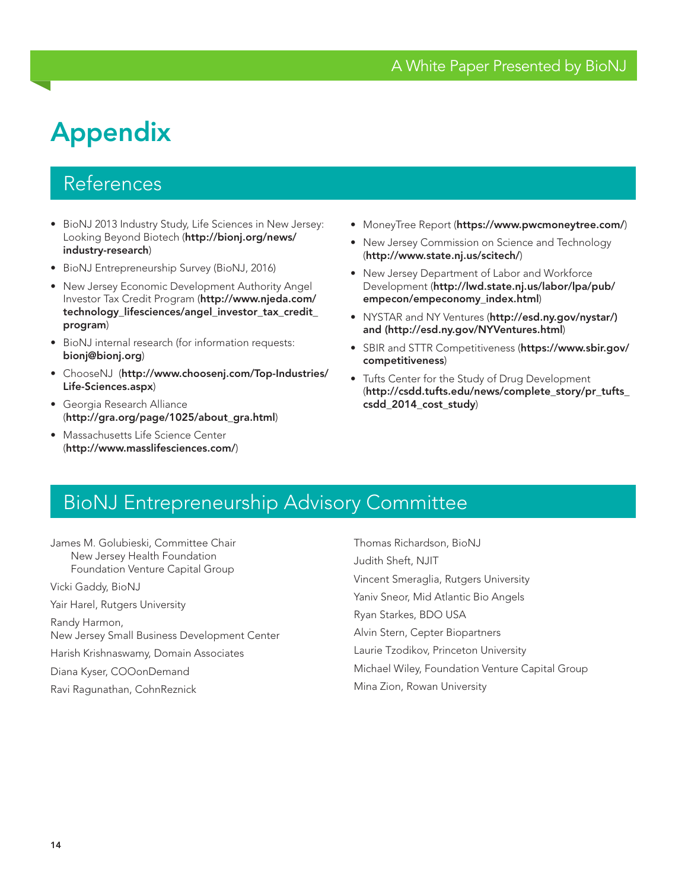# Appendix

## References

- BioNJ 2013 Industry Study, Life Sciences in New Jersey: Looking Beyond Biotech (**http://bionj.org/news/industry-research**)
- BioNJ Entrepreneurship Survey (BioNJ, 2016)
- New Jersey Economic Development Authority Angel Investor Tax Credit Program (**http://www.njeda.com/technology_lifesciences/angel_investor_tax_credit_program**)
- BioNJ internal research (for information requests: **bionj@bionj.org**)
- ChooseNJ (**http://www.choosenj.com/Top-Industries/Life-Sciences.aspx**)
- Georgia Research Alliance (**http://gra.org/page/1025/about_gra.html**)
- Massachusetts Life Science Center (**http://www.masslifesciences.com/**)
- MoneyTree Report (**https://www.pwcmoneytree.com/**)
- New Jersey Commission on Science and Technology (**http://www.state.nj.us/scitech/**)
- New Jersey Department of Labor and Workforce Development (**http://lwd.state.nj.us/labor/lpa/pub/empecon/empeconomy_index.html**)
- NYSTAR and NY Ventures (**http://esd.ny.gov/nystar/) and (http://esd.ny.gov/NYVentures.html**)
- SBIR and STTR Competitiveness (**https://www.sbir.gov/competitiveness**)
- Tufts Center for the Study of Drug Development (**http://csdd.tufts.edu/news/complete_story/pr_tufts_csdd_2014_cost_study**)

## BioNJ Entrepreneurship Advisory Committee

James M. Golubieski, Committee Chair
New Jersey Health Foundation
Foundation Venture Capital Group

Vicki Gaddy, BioNJ

Yair Harel, Rutgers University

Randy Harmon,
New Jersey Small Business Development Center

Harish Krishnaswamy, Domain Associates

Diana Kyser, COOonDemand

Ravi Ragunathan, CohnReznick

Thomas Richardson, BioNJ

Judith Sheft, NJIT

Vincent Smeraglia, Rutgers University

Yaniv Sneor, Mid Atlantic Bio Angels

Ryan Starkes, BDO USA

Alvin Stern, Cepter Biopartners

Laurie Tzodikov, Princeton University

Michael Wiley, Foundation Venture Capital Group

Mina Zion, Rowan University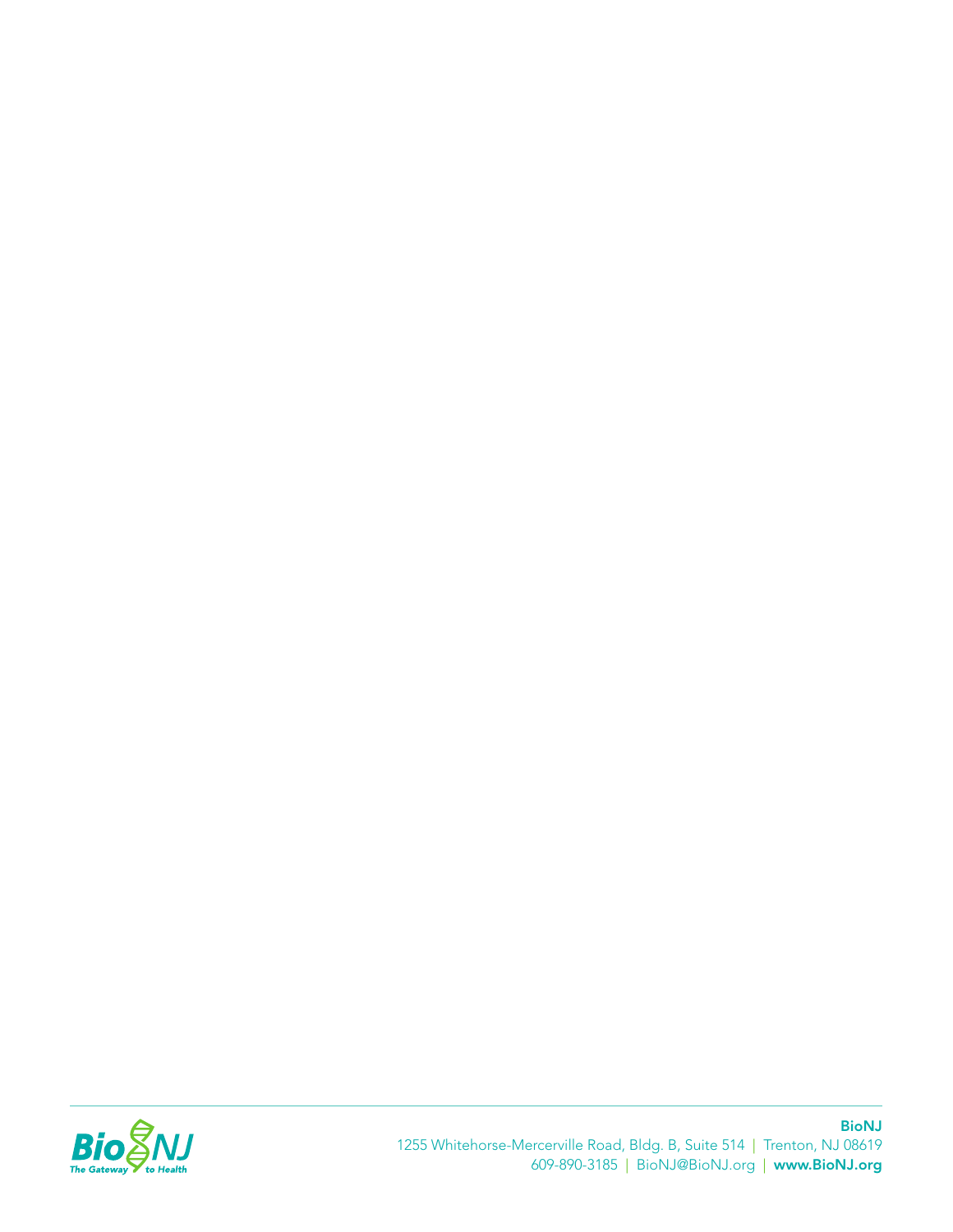BioNJ

The Gateway to Health

**BioNJ**
1255 Whitehorse-Mercerville Road, Bldg. B, Suite 514 | Trenton, NJ 08619
609-890-3185 | BioNJ@BioNJ.org | **www.BioNJ.org**